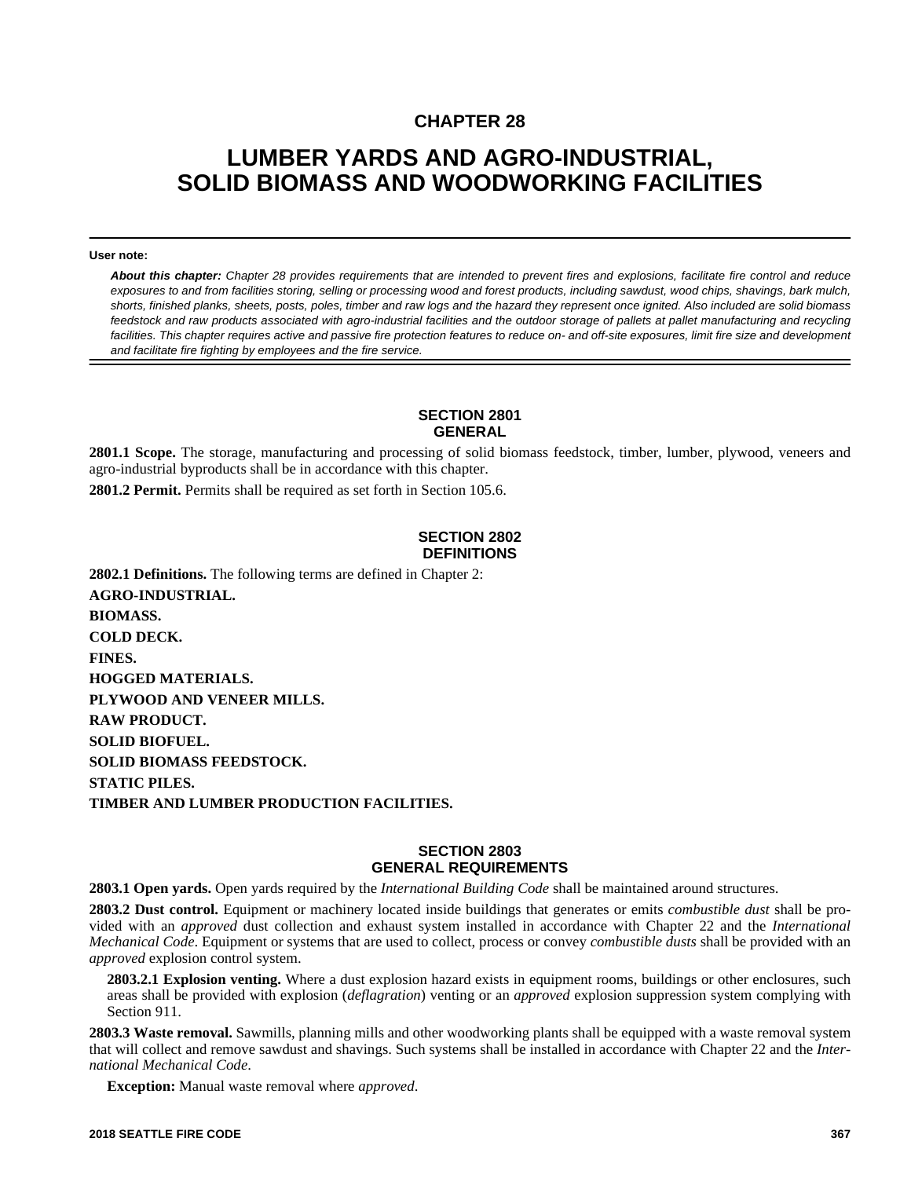# CHAPTER 28

# LUMBER YARDS AND AGRO-INDUSTRIAL, SOLID BIOMASS AND WOODWORKING FACILITIES

**User note:**

***About this chapter:*** *Chapter 28 provides requirements that are intended to prevent fires and explosions, facilitate fire control and reduce exposures to and from facilities storing, selling or processing wood and forest products, including sawdust, wood chips, shavings, bark mulch, shorts, finished planks, sheets, posts, poles, timber and raw logs and the hazard they represent once ignited. Also included are solid biomass feedstock and raw products associated with agro-industrial facilities and the outdoor storage of pallets at pallet manufacturing and recycling facilities. This chapter requires active and passive fire protection features to reduce on- and off-site exposures, limit fire size and development and facilitate fire fighting by employees and the fire service.*

## SECTION 2801 GENERAL

**2801.1 Scope.** The storage, manufacturing and processing of solid biomass feedstock, timber, lumber, plywood, veneers and agro-industrial byproducts shall be in accordance with this chapter.

**2801.2 Permit.** Permits shall be required as set forth in Section 105.6.

## SECTION 2802 DEFINITIONS

**2802.1 Definitions.** The following terms are defined in Chapter 2:

**AGRO-INDUSTRIAL.**

**BIOMASS.**

**COLD DECK.**

**FINES.**

**HOGGED MATERIALS.**

**PLYWOOD AND VENEER MILLS.**

**RAW PRODUCT.**

**SOLID BIOFUEL.**

**SOLID BIOMASS FEEDSTOCK.**

**STATIC PILES.**

**TIMBER AND LUMBER PRODUCTION FACILITIES.**

## SECTION 2803 GENERAL REQUIREMENTS

**2803.1 Open yards.** Open yards required by the *International Building Code* shall be maintained around structures.

**2803.2 Dust control.** Equipment or machinery located inside buildings that generates or emits *combustible dust* shall be provided with an *approved* dust collection and exhaust system installed in accordance with Chapter 22 and the *International Mechanical Code*. Equipment or systems that are used to collect, process or convey *combustible dusts* shall be provided with an *approved* explosion control system.

**2803.2.1 Explosion venting.** Where a dust explosion hazard exists in equipment rooms, buildings or other enclosures, such areas shall be provided with explosion (*deflagration*) venting or an *approved* explosion suppression system complying with Section 911.

**2803.3 Waste removal.** Sawmills, planning mills and other woodworking plants shall be equipped with a waste removal system that will collect and remove sawdust and shavings. Such systems shall be installed in accordance with Chapter 22 and the *International Mechanical Code*.

**Exception:** Manual waste removal where *approved*.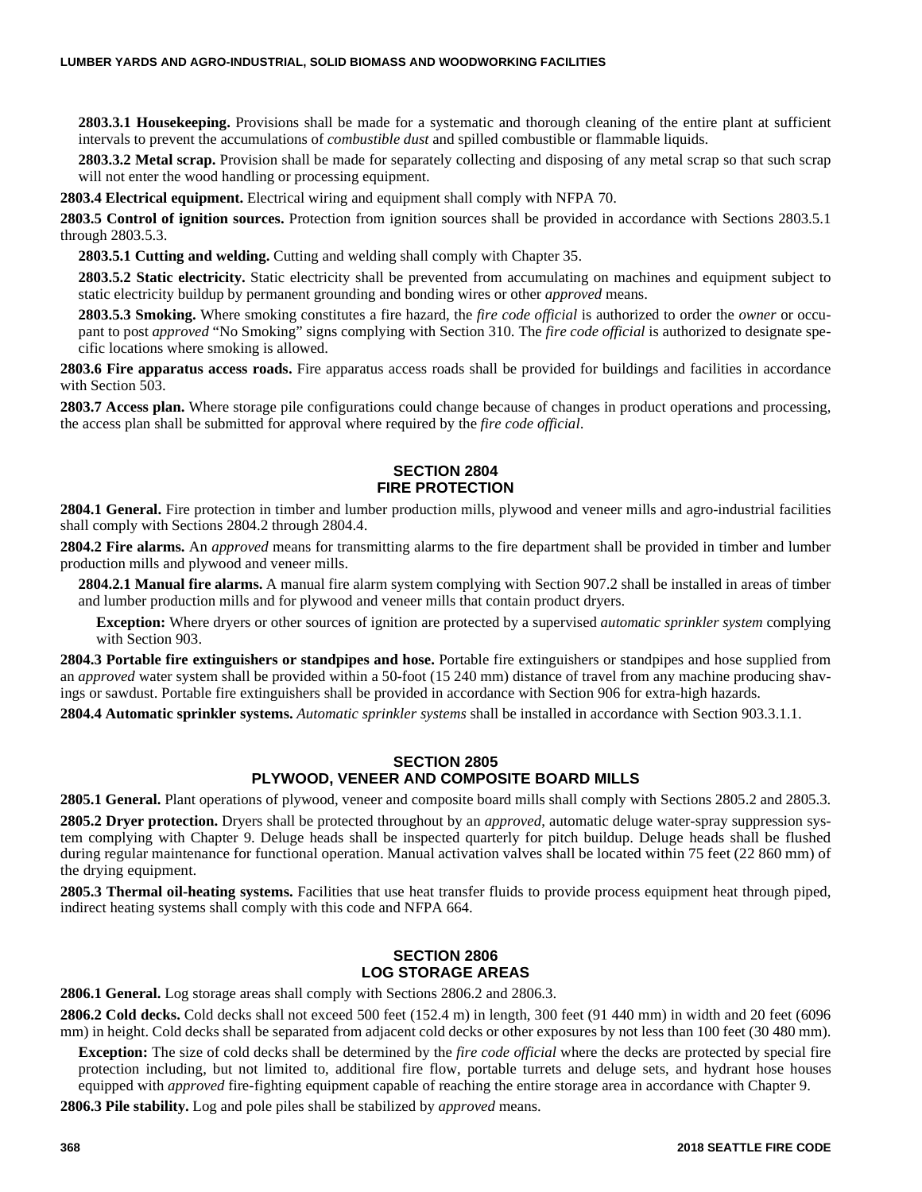**2803.3.1 Housekeeping.** Provisions shall be made for a systematic and thorough cleaning of the entire plant at sufficient intervals to prevent the accumulations of *combustible dust* and spilled combustible or flammable liquids.

**2803.3.2 Metal scrap.** Provision shall be made for separately collecting and disposing of any metal scrap so that such scrap will not enter the wood handling or processing equipment.

**2803.4 Electrical equipment.** Electrical wiring and equipment shall comply with NFPA 70.

**2803.5 Control of ignition sources.** Protection from ignition sources shall be provided in accordance with Sections 2803.5.1 through 2803.5.3.

**2803.5.1 Cutting and welding.** Cutting and welding shall comply with Chapter 35.

**2803.5.2 Static electricity.** Static electricity shall be prevented from accumulating on machines and equipment subject to static electricity buildup by permanent grounding and bonding wires or other *approved* means.

**2803.5.3 Smoking.** Where smoking constitutes a fire hazard, the *fire code official* is authorized to order the *owner* or occupant to post *approved* "No Smoking" signs complying with Section 310. The *fire code official* is authorized to designate specific locations where smoking is allowed.

**2803.6 Fire apparatus access roads.** Fire apparatus access roads shall be provided for buildings and facilities in accordance with Section 503.

**2803.7 Access plan.** Where storage pile configurations could change because of changes in product operations and processing, the access plan shall be submitted for approval where required by the *fire code official*.

## SECTION 2804
## FIRE PROTECTION

**2804.1 General.** Fire protection in timber and lumber production mills, plywood and veneer mills and agro-industrial facilities shall comply with Sections 2804.2 through 2804.4.

**2804.2 Fire alarms.** An *approved* means for transmitting alarms to the fire department shall be provided in timber and lumber production mills and plywood and veneer mills.

**2804.2.1 Manual fire alarms.** A manual fire alarm system complying with Section 907.2 shall be installed in areas of timber and lumber production mills and for plywood and veneer mills that contain product dryers.

**Exception:** Where dryers or other sources of ignition are protected by a supervised *automatic sprinkler system* complying with Section 903.

**2804.3 Portable fire extinguishers or standpipes and hose.** Portable fire extinguishers or standpipes and hose supplied from an *approved* water system shall be provided within a 50-foot (15 240 mm) distance of travel from any machine producing shavings or sawdust. Portable fire extinguishers shall be provided in accordance with Section 906 for extra-high hazards.

**2804.4 Automatic sprinkler systems.** *Automatic sprinkler systems* shall be installed in accordance with Section 903.3.1.1.

## SECTION 2805
## PLYWOOD, VENEER AND COMPOSITE BOARD MILLS

**2805.1 General.** Plant operations of plywood, veneer and composite board mills shall comply with Sections 2805.2 and 2805.3.

**2805.2 Dryer protection.** Dryers shall be protected throughout by an *approved*, automatic deluge water-spray suppression system complying with Chapter 9. Deluge heads shall be inspected quarterly for pitch buildup. Deluge heads shall be flushed during regular maintenance for functional operation. Manual activation valves shall be located within 75 feet (22 860 mm) of the drying equipment.

**2805.3 Thermal oil-heating systems.** Facilities that use heat transfer fluids to provide process equipment heat through piped, indirect heating systems shall comply with this code and NFPA 664.

## SECTION 2806
## LOG STORAGE AREAS

**2806.1 General.** Log storage areas shall comply with Sections 2806.2 and 2806.3.

**2806.2 Cold decks.** Cold decks shall not exceed 500 feet (152.4 m) in length, 300 feet (91 440 mm) in width and 20 feet (6096 mm) in height. Cold decks shall be separated from adjacent cold decks or other exposures by not less than 100 feet (30 480 mm).

**Exception:** The size of cold decks shall be determined by the *fire code official* where the decks are protected by special fire protection including, but not limited to, additional fire flow, portable turrets and deluge sets, and hydrant hose houses equipped with *approved* fire-fighting equipment capable of reaching the entire storage area in accordance with Chapter 9.

**2806.3 Pile stability.** Log and pole piles shall be stabilized by *approved* means.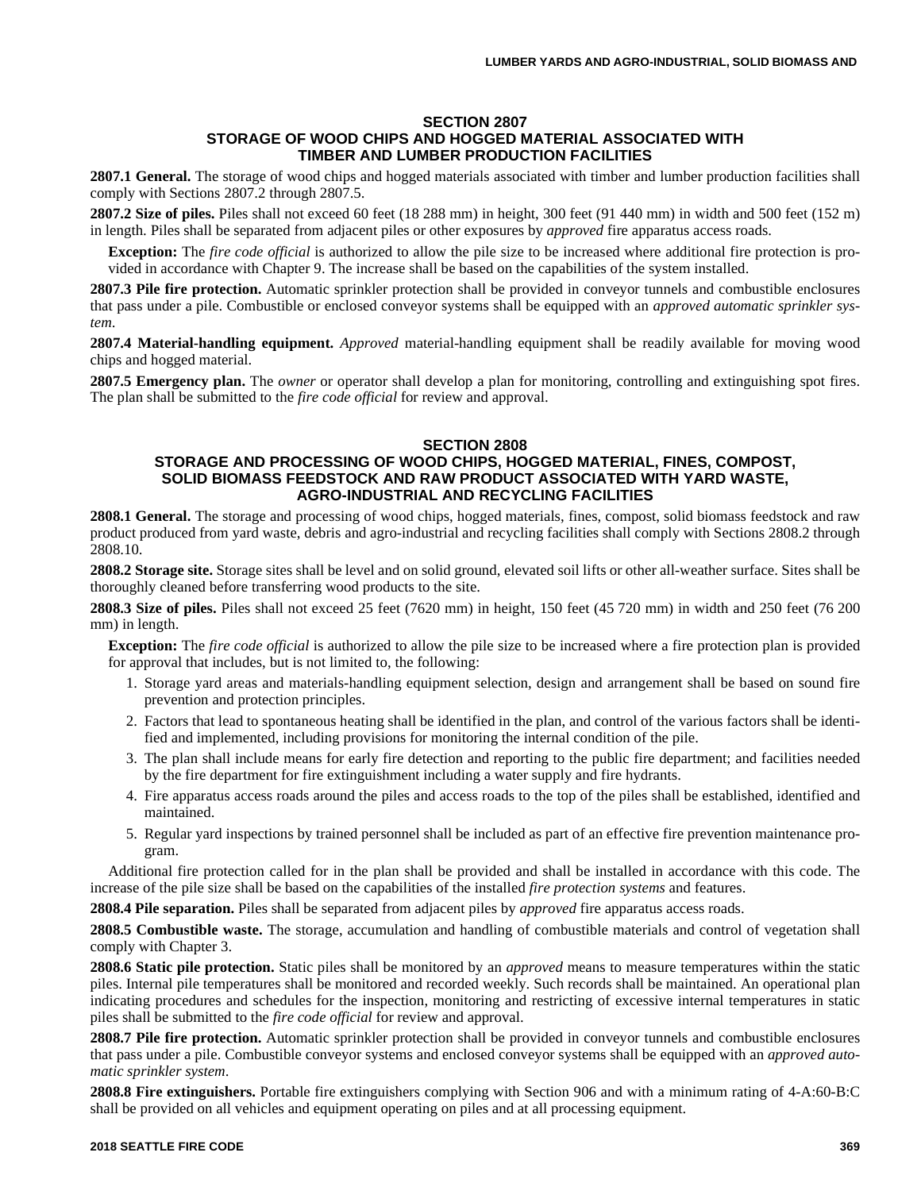## SECTION 2807
## STORAGE OF WOOD CHIPS AND HOGGED MATERIAL ASSOCIATED WITH TIMBER AND LUMBER PRODUCTION FACILITIES

**2807.1 General.** The storage of wood chips and hogged materials associated with timber and lumber production facilities shall comply with Sections 2807.2 through 2807.5.

**2807.2 Size of piles.** Piles shall not exceed 60 feet (18 288 mm) in height, 300 feet (91 440 mm) in width and 500 feet (152 m) in length. Piles shall be separated from adjacent piles or other exposures by *approved* fire apparatus access roads.

**Exception:** The *fire code official* is authorized to allow the pile size to be increased where additional fire protection is provided in accordance with Chapter 9. The increase shall be based on the capabilities of the system installed.

**2807.3 Pile fire protection.** Automatic sprinkler protection shall be provided in conveyor tunnels and combustible enclosures that pass under a pile. Combustible or enclosed conveyor systems shall be equipped with an *approved automatic sprinkler system*.

**2807.4 Material-handling equipment.** *Approved* material-handling equipment shall be readily available for moving wood chips and hogged material.

**2807.5 Emergency plan.** The *owner* or operator shall develop a plan for monitoring, controlling and extinguishing spot fires. The plan shall be submitted to the *fire code official* for review and approval.

## SECTION 2808
## STORAGE AND PROCESSING OF WOOD CHIPS, HOGGED MATERIAL, FINES, COMPOST, SOLID BIOMASS FEEDSTOCK AND RAW PRODUCT ASSOCIATED WITH YARD WASTE, AGRO-INDUSTRIAL AND RECYCLING FACILITIES

**2808.1 General.** The storage and processing of wood chips, hogged materials, fines, compost, solid biomass feedstock and raw product produced from yard waste, debris and agro-industrial and recycling facilities shall comply with Sections 2808.2 through 2808.10.

**2808.2 Storage site.** Storage sites shall be level and on solid ground, elevated soil lifts or other all-weather surface. Sites shall be thoroughly cleaned before transferring wood products to the site.

**2808.3 Size of piles.** Piles shall not exceed 25 feet (7620 mm) in height, 150 feet (45 720 mm) in width and 250 feet (76 200 mm) in length.

**Exception:** The *fire code official* is authorized to allow the pile size to be increased where a fire protection plan is provided for approval that includes, but is not limited to, the following:

1. Storage yard areas and materials-handling equipment selection, design and arrangement shall be based on sound fire prevention and protection principles.
2. Factors that lead to spontaneous heating shall be identified in the plan, and control of the various factors shall be identified and implemented, including provisions for monitoring the internal condition of the pile.
3. The plan shall include means for early fire detection and reporting to the public fire department; and facilities needed by the fire department for fire extinguishment including a water supply and fire hydrants.
4. Fire apparatus access roads around the piles and access roads to the top of the piles shall be established, identified and maintained.
5. Regular yard inspections by trained personnel shall be included as part of an effective fire prevention maintenance program.

Additional fire protection called for in the plan shall be provided and shall be installed in accordance with this code. The increase of the pile size shall be based on the capabilities of the installed *fire protection systems* and features.

**2808.4 Pile separation.** Piles shall be separated from adjacent piles by *approved* fire apparatus access roads.

**2808.5 Combustible waste.** The storage, accumulation and handling of combustible materials and control of vegetation shall comply with Chapter 3.

**2808.6 Static pile protection.** Static piles shall be monitored by an *approved* means to measure temperatures within the static piles. Internal pile temperatures shall be monitored and recorded weekly. Such records shall be maintained. An operational plan indicating procedures and schedules for the inspection, monitoring and restricting of excessive internal temperatures in static piles shall be submitted to the *fire code official* for review and approval.

**2808.7 Pile fire protection.** Automatic sprinkler protection shall be provided in conveyor tunnels and combustible enclosures that pass under a pile. Combustible conveyor systems and enclosed conveyor systems shall be equipped with an *approved automatic sprinkler system*.

**2808.8 Fire extinguishers.** Portable fire extinguishers complying with Section 906 and with a minimum rating of 4-A:60-B:C shall be provided on all vehicles and equipment operating on piles and at all processing equipment.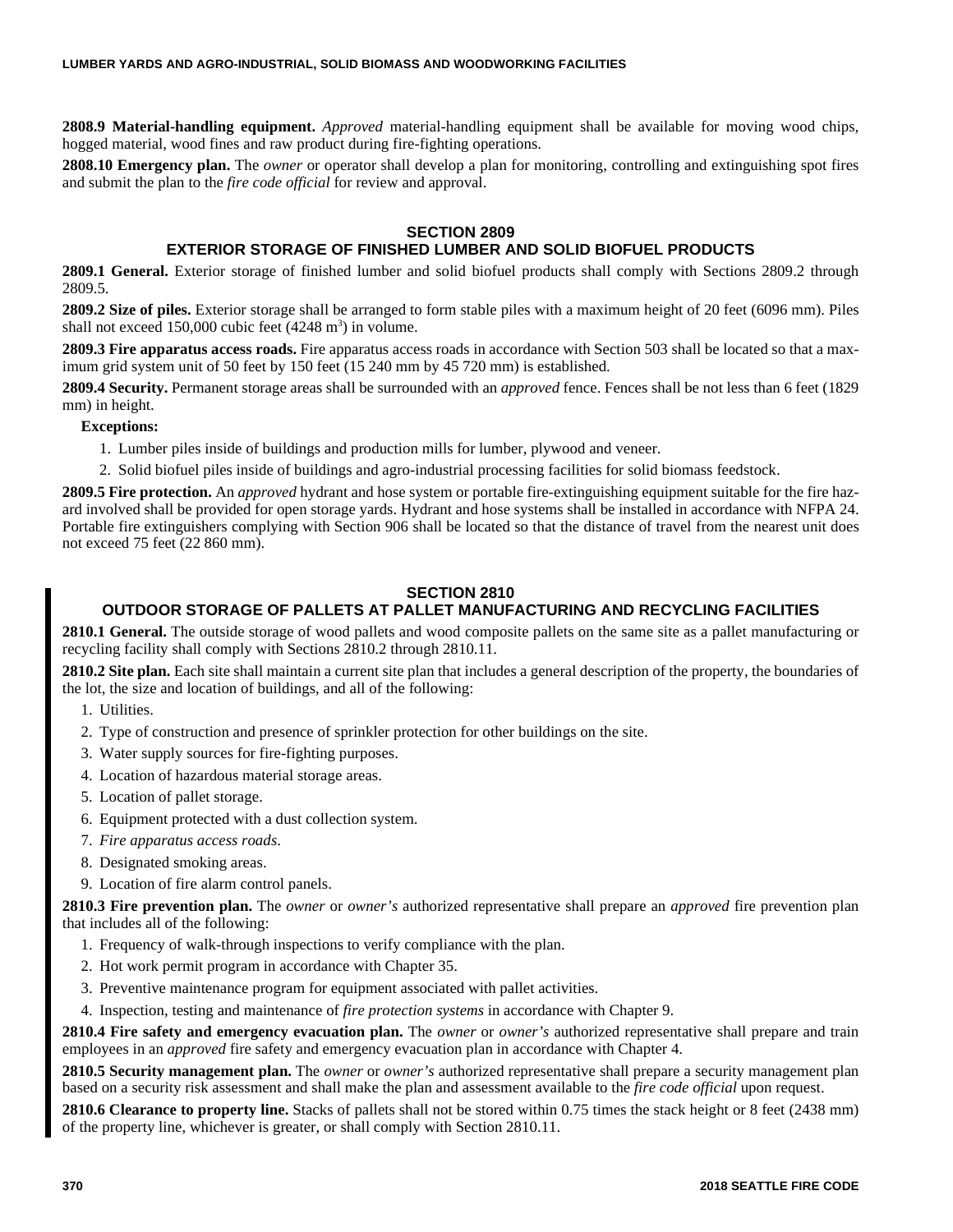**2808.9 Material-handling equipment.** *Approved* material-handling equipment shall be available for moving wood chips, hogged material, wood fines and raw product during fire-fighting operations.

**2808.10 Emergency plan.** The *owner* or operator shall develop a plan for monitoring, controlling and extinguishing spot fires and submit the plan to the *fire code official* for review and approval.

## SECTION 2809
## EXTERIOR STORAGE OF FINISHED LUMBER AND SOLID BIOFUEL PRODUCTS

**2809.1 General.** Exterior storage of finished lumber and solid biofuel products shall comply with Sections 2809.2 through 2809.5.

**2809.2 Size of piles.** Exterior storage shall be arranged to form stable piles with a maximum height of 20 feet (6096 mm). Piles shall not exceed 150,000 cubic feet (4248 $m^3$) in volume.

**2809.3 Fire apparatus access roads.** Fire apparatus access roads in accordance with Section 503 shall be located so that a maximum grid system unit of 50 feet by 150 feet (15 240 mm by 45 720 mm) is established.

**2809.4 Security.** Permanent storage areas shall be surrounded with an *approved* fence. Fences shall be not less than 6 feet (1829 mm) in height.

**Exceptions:**

1. Lumber piles inside of buildings and production mills for lumber, plywood and veneer.
2. Solid biofuel piles inside of buildings and agro-industrial processing facilities for solid biomass feedstock.

**2809.5 Fire protection.** An *approved* hydrant and hose system or portable fire-extinguishing equipment suitable for the fire hazard involved shall be provided for open storage yards. Hydrant and hose systems shall be installed in accordance with NFPA 24. Portable fire extinguishers complying with Section 906 shall be located so that the distance of travel from the nearest unit does not exceed 75 feet (22 860 mm).

## SECTION 2810
## OUTDOOR STORAGE OF PALLETS AT PALLET MANUFACTURING AND RECYCLING FACILITIES

**2810.1 General.** The outside storage of wood pallets and wood composite pallets on the same site as a pallet manufacturing or recycling facility shall comply with Sections 2810.2 through 2810.11.

**2810.2 Site plan.** Each site shall maintain a current site plan that includes a general description of the property, the boundaries of the lot, the size and location of buildings, and all of the following:

1. Utilities.
2. Type of construction and presence of sprinkler protection for other buildings on the site.
3. Water supply sources for fire-fighting purposes.
4. Location of hazardous material storage areas.
5. Location of pallet storage.
6. Equipment protected with a dust collection system.
7. *Fire apparatus access roads*.
8. Designated smoking areas.
9. Location of fire alarm control panels.

**2810.3 Fire prevention plan.** The *owner* or *owner's* authorized representative shall prepare an *approved* fire prevention plan that includes all of the following:

1. Frequency of walk-through inspections to verify compliance with the plan.
2. Hot work permit program in accordance with Chapter 35.
3. Preventive maintenance program for equipment associated with pallet activities.
4. Inspection, testing and maintenance of *fire protection systems* in accordance with Chapter 9.

**2810.4 Fire safety and emergency evacuation plan.** The *owner* or *owner's* authorized representative shall prepare and train employees in an *approved* fire safety and emergency evacuation plan in accordance with Chapter 4.

**2810.5 Security management plan.** The *owner* or *owner's* authorized representative shall prepare a security management plan based on a security risk assessment and shall make the plan and assessment available to the *fire code official* upon request.

**2810.6 Clearance to property line.** Stacks of pallets shall not be stored within 0.75 times the stack height or 8 feet (2438 mm) of the property line, whichever is greater, or shall comply with Section 2810.11.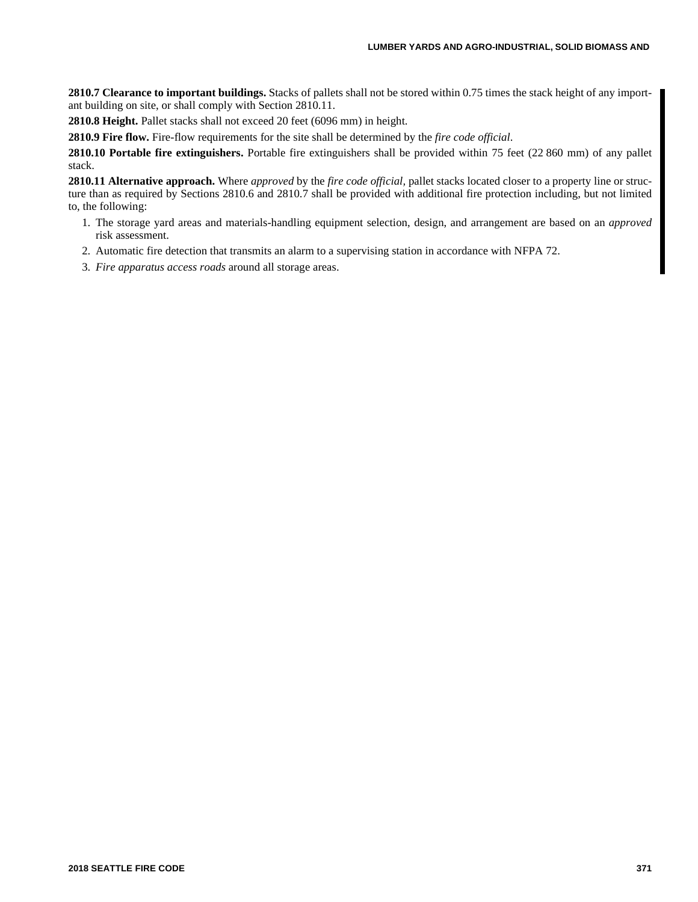**2810.7 Clearance to important buildings.** Stacks of pallets shall not be stored within 0.75 times the stack height of any important building on site, or shall comply with Section 2810.11.

**2810.8 Height.** Pallet stacks shall not exceed 20 feet (6096 mm) in height.

**2810.9 Fire flow.** Fire-flow requirements for the site shall be determined by the *fire code official*.

**2810.10 Portable fire extinguishers.** Portable fire extinguishers shall be provided within 75 feet (22 860 mm) of any pallet stack.

**2810.11 Alternative approach.** Where *approved* by the *fire code official*, pallet stacks located closer to a property line or structure than as required by Sections 2810.6 and 2810.7 shall be provided with additional fire protection including, but not limited to, the following:

1. The storage yard areas and materials-handling equipment selection, design, and arrangement are based on an *approved* risk assessment.
2. Automatic fire detection that transmits an alarm to a supervising station in accordance with NFPA 72.
3. *Fire apparatus access roads* around all storage areas.